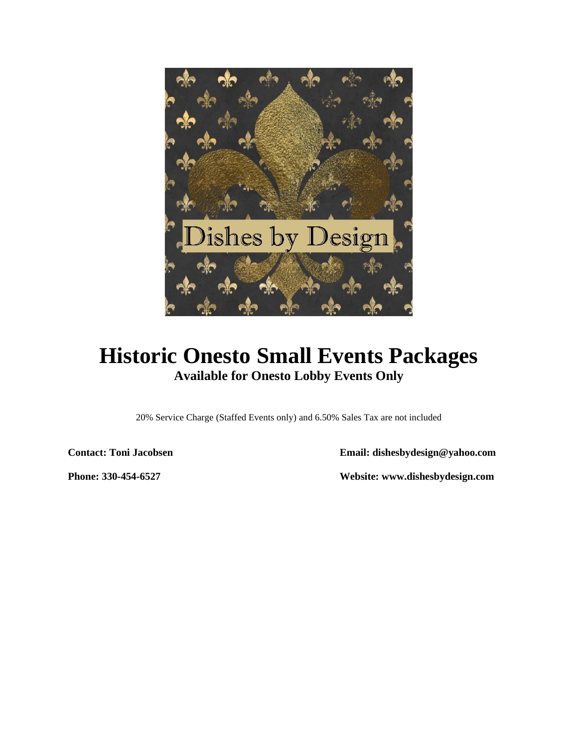# Historic Onesto Small Events Packages

## Available for Onesto Lobby Events Only

20% Service Charge (Staffed Events only) and 6.50% Sales Tax are not included

**Contact: Toni Jacobsen**

**Email: dishesbydesign@yahoo.com**

**Phone: 330-454-6527**

**Website: www.dishesbydesign.com**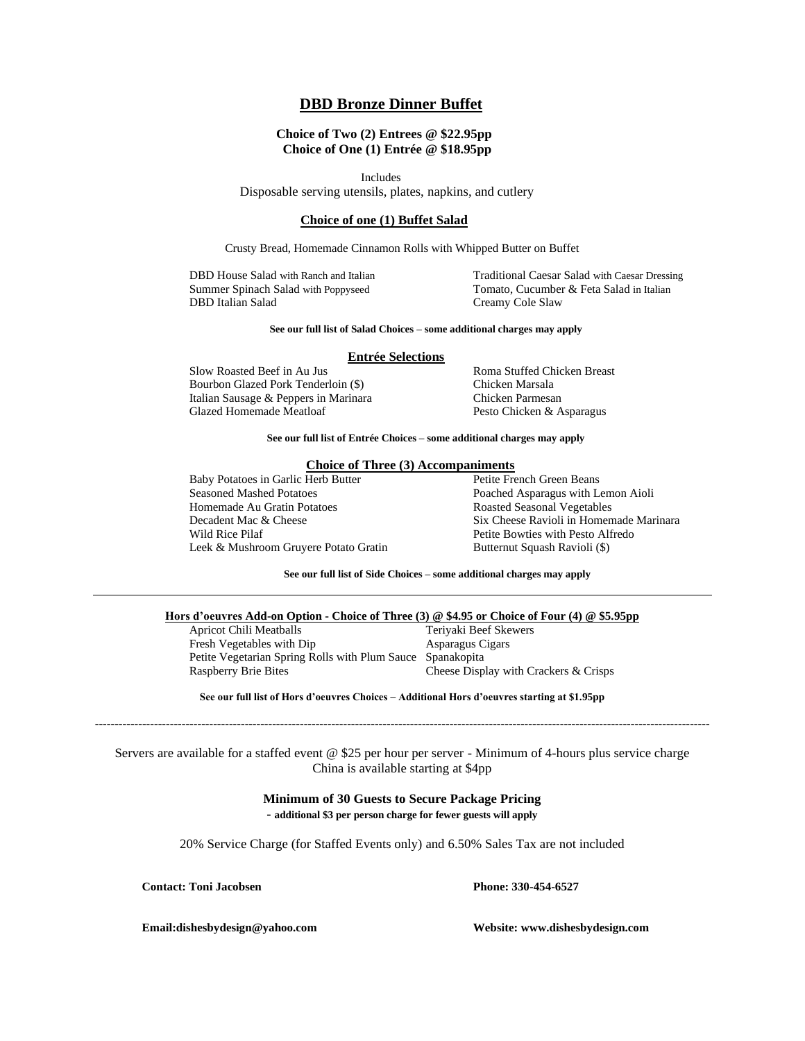# DBD Bronze Dinner Buffet

**Choice of Two (2) Entrees @ $22.95pp**
**Choice of One (1) Entrée @ $18.95pp**

Includes
Disposable serving utensils, plates, napkins, and cutlery

## Choice of one (1) Buffet Salad

Crusty Bread, Homemade Cinnamon Rolls with Whipped Butter on Buffet

- DBD House Salad with Ranch and Italian
- Summer Spinach Salad with Poppyseed
- DBD Italian Salad
- Traditional Caesar Salad with Caesar Dressing
- Tomato, Cucumber & Feta Salad in Italian
- Creamy Cole Slaw

**See our full list of Salad Choices – some additional charges may apply**

## Entrée Selections

- Slow Roasted Beef in Au Jus
- Bourbon Glazed Pork Tenderloin ($)
- Italian Sausage & Peppers in Marinara
- Glazed Homemade Meatloaf
- Roma Stuffed Chicken Breast
- Chicken Marsala
- Chicken Parmesan
- Pesto Chicken & Asparagus

**See our full list of Entrée Choices – some additional charges may apply**

## Choice of Three (3) Accompaniments

- Baby Potatoes in Garlic Herb Butter
- Seasoned Mashed Potatoes
- Homemade Au Gratin Potatoes
- Decadent Mac & Cheese
- Wild Rice Pilaf
- Leek & Mushroom Gruyere Potato Gratin
- Petite French Green Beans
- Poached Asparagus with Lemon Aioli
- Roasted Seasonal Vegetables
- Six Cheese Ravioli in Homemade Marinara
- Petite Bowties with Pesto Alfredo
- Butternut Squash Ravioli ($)

**See our full list of Side Choices – some additional charges may apply**

---

## Hors d'oeuvres Add-on Option - Choice of Three (3) @ $4.95 or Choice of Four (4) @ $5.95pp

- Apricot Chili Meatballs
- Fresh Vegetables with Dip
- Petite Vegetarian Spring Rolls with Plum Sauce
- Raspberry Brie Bites
- Teriyaki Beef Skewers
- Asparagus Cigars
- Spanakopita
- Cheese Display with Crackers & Crisps

**See our full list of Hors d'oeuvres Choices – Additional Hors d'oeuvres starting at $1.95pp**

---

Servers are available for a staffed event @ $25 per hour per server - Minimum of 4-hours plus service charge
China is available starting at $4pp

**Minimum of 30 Guests to Secure Package Pricing**
**- additional $3 per person charge for fewer guests will apply**

20% Service Charge (for Staffed Events only) and 6.50% Sales Tax are not included

**Contact: Toni Jacobsen** **Phone: 330-454-6527**

**Email:dishesbydesign@yahoo.com** **Website: www.dishesbydesign.com**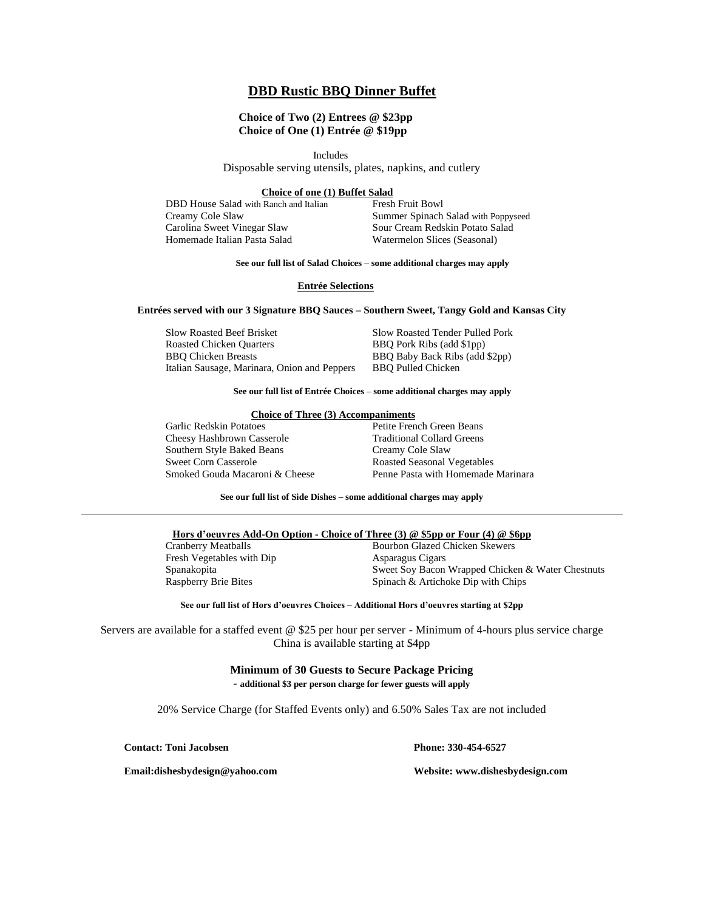# DBD Rustic BBQ Dinner Buffet

**Choice of Two (2) Entrees @ $23pp**
**Choice of One (1) Entrée @ $19pp**

Includes
Disposable serving utensils, plates, napkins, and cutlery

**Choice of one (1) Buffet Salad**

- DBD House Salad with Ranch and Italian
- Creamy Cole Slaw
- Carolina Sweet Vinegar Slaw
- Homemade Italian Pasta Salad
- Fresh Fruit Bowl
- Summer Spinach Salad with Poppyseed
- Sour Cream Redskin Potato Salad
- Watermelon Slices (Seasonal)

**See our full list of Salad Choices – some additional charges may apply**

**Entrée Selections**

**Entrées served with our 3 Signature BBQ Sauces – Southern Sweet, Tangy Gold and Kansas City**

- Slow Roasted Beef Brisket
- Roasted Chicken Quarters
- BBQ Chicken Breasts
- Italian Sausage, Marinara, Onion and Peppers
- Slow Roasted Tender Pulled Pork
- BBQ Pork Ribs (add $1pp)
- BBQ Baby Back Ribs (add $2pp)
- BBQ Pulled Chicken

**See our full list of Entrée Choices – some additional charges may apply**

**Choice of Three (3) Accompaniments**

- Garlic Redskin Potatoes
- Cheesy Hashbrown Casserole
- Southern Style Baked Beans
- Sweet Corn Casserole
- Smoked Gouda Macaroni & Cheese
- Petite French Green Beans
- Traditional Collard Greens
- Creamy Cole Slaw
- Roasted Seasonal Vegetables
- Penne Pasta with Homemade Marinara

**See our full list of Side Dishes – some additional charges may apply**

---

**Hors d'oeuvres Add-On Option - Choice of Three (3) @ $5pp or Four (4) @ $6pp**

- Cranberry Meatballs
- Fresh Vegetables with Dip
- Spanakopita
- Raspberry Brie Bites
- Bourbon Glazed Chicken Skewers
- Asparagus Cigars
- Sweet Soy Bacon Wrapped Chicken & Water Chestnuts
- Spinach & Artichoke Dip with Chips

**See our full list of Hors d'oeuvres Choices – Additional Hors d'oeuvres starting at $2pp**

Servers are available for a staffed event @ $25 per hour per server - Minimum of 4-hours plus service charge
China is available starting at $4pp

**Minimum of 30 Guests to Secure Package Pricing**
**- additional $3 per person charge for fewer guests will apply**

20% Service Charge (for Staffed Events only) and 6.50% Sales Tax are not included

**Contact: Toni Jacobsen** | **Phone: 330-454-6527**

**Email:dishesbydesign@yahoo.com** | **Website: www.dishesbydesign.com**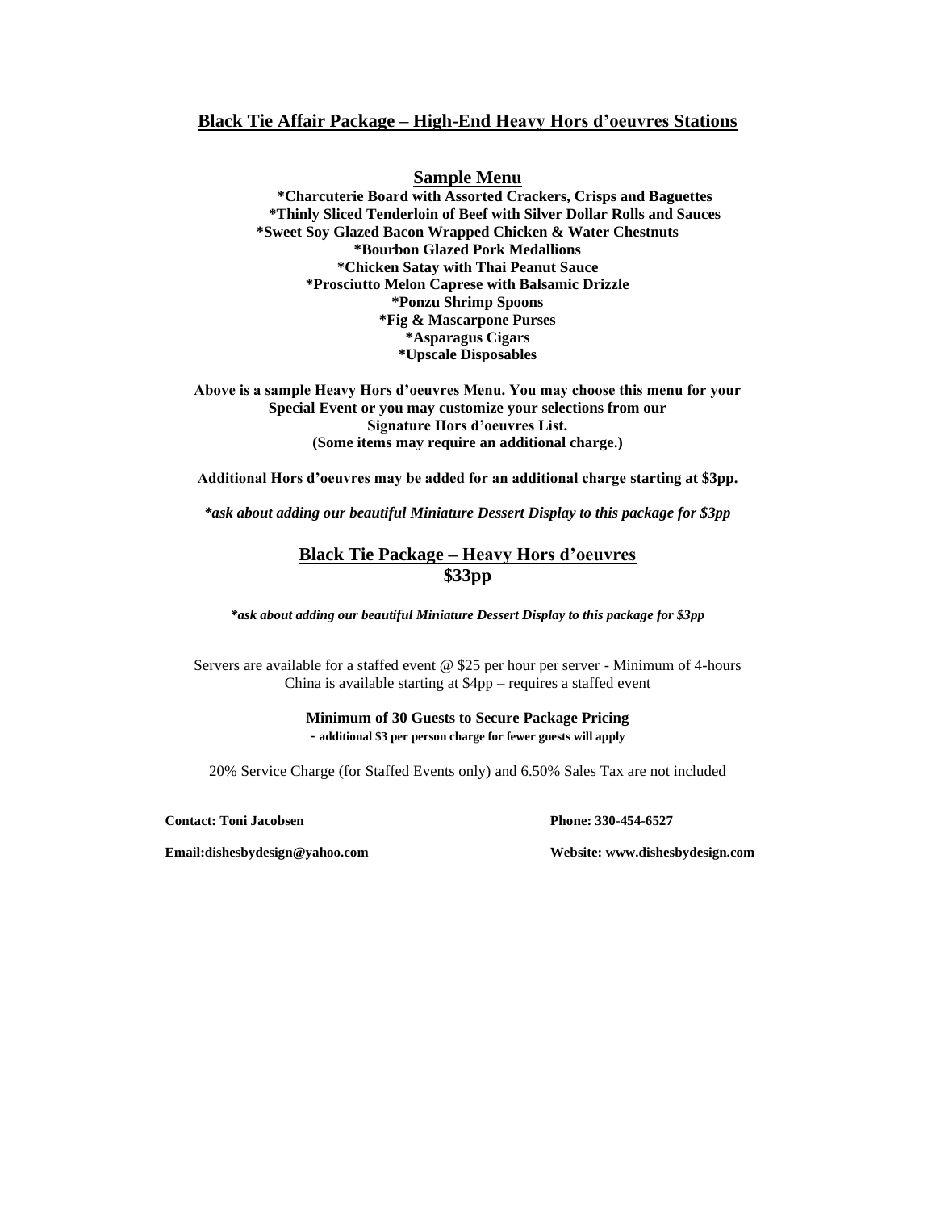## Black Tie Affair Package – High-End Heavy Hors d'oeuvres Stations

### Sample Menu

**\*Charcuterie Board with Assorted Crackers, Crisps and Baguettes**
**\*Thinly Sliced Tenderloin of Beef with Silver Dollar Rolls and Sauces**
**\*Sweet Soy Glazed Bacon Wrapped Chicken & Water Chestnuts**
**\*Bourbon Glazed Pork Medallions**
**\*Chicken Satay with Thai Peanut Sauce**
**\*Prosciutto Melon Caprese with Balsamic Drizzle**
**\*Ponzu Shrimp Spoons**
**\*Fig & Mascarpone Purses**
**\*Asparagus Cigars**
**\*Upscale Disposables**

**Above is a sample Heavy Hors d'oeuvres Menu. You may choose this menu for your Special Event or you may customize your selections from our Signature Hors d'oeuvres List. (Some items may require an additional charge.)**

**Additional Hors d'oeuvres may be added for an additional charge starting at $3pp.**

***ask about adding our beautiful Miniature Dessert Display to this package for $3pp***

---

## Black Tie Package – Heavy Hors d'oeuvres
## $33pp

***ask about adding our beautiful Miniature Dessert Display to this package for $3pp***

Servers are available for a staffed event @ $25 per hour per server - Minimum of 4-hours
China is available starting at $4pp – requires a staffed event

**Minimum of 30 Guests to Secure Package Pricing**
**- additional $3 per person charge for fewer guests will apply**

20% Service Charge (for Staffed Events only) and 6.50% Sales Tax are not included

**Contact: Toni Jacobsen** | **Phone: 330-454-6527**

**Email:dishesbydesign@yahoo.com** | **Website: www.dishesbydesign.com**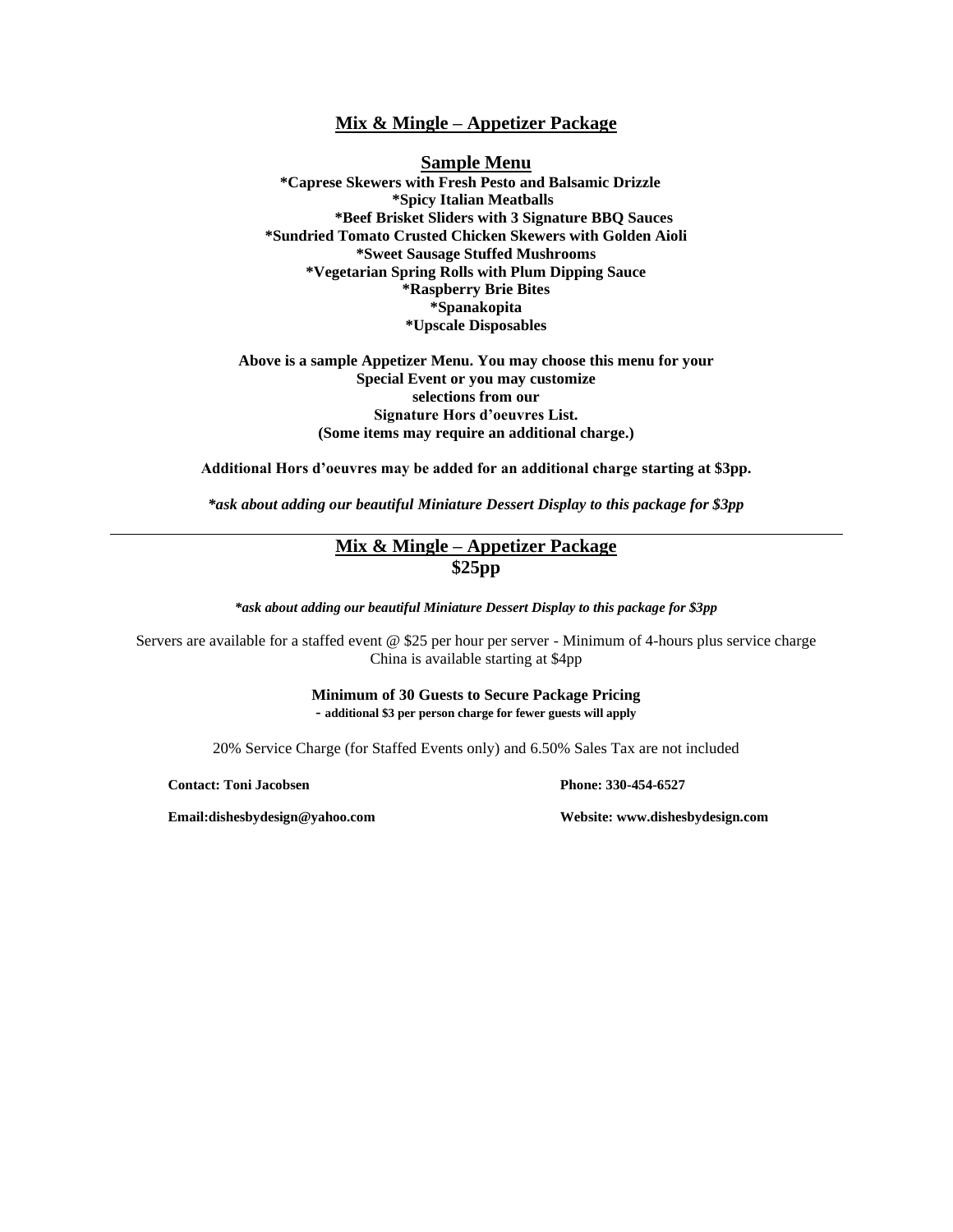## Mix & Mingle – Appetizer Package

### Sample Menu

**\*Caprese Skewers with Fresh Pesto and Balsamic Drizzle**
**\*Spicy Italian Meatballs**
**\*Beef Brisket Sliders with 3 Signature BBQ Sauces**
**\*Sundried Tomato Crusted Chicken Skewers with Golden Aioli**
**\*Sweet Sausage Stuffed Mushrooms**
**\*Vegetarian Spring Rolls with Plum Dipping Sauce**
**\*Raspberry Brie Bites**
**\*Spanakopita**
**\*Upscale Disposables**

**Above is a sample Appetizer Menu. You may choose this menu for your Special Event or you may customize selections from our Signature Hors d'oeuvres List. (Some items may require an additional charge.)**

**Additional Hors d'oeuvres may be added for an additional charge starting at $3pp.**

***\*ask about adding our beautiful Miniature Dessert Display to this package for $3pp***

---

## Mix & Mingle – Appetizer Package
## $25pp

***\*ask about adding our beautiful Miniature Dessert Display to this package for $3pp***

Servers are available for a staffed event @ $25 per hour per server - Minimum of 4-hours plus service charge
China is available starting at $4pp

**Minimum of 30 Guests to Secure Package Pricing**
**- additional $3 per person charge for fewer guests will apply**

20% Service Charge (for Staffed Events only) and 6.50% Sales Tax are not included

**Contact: Toni Jacobsen** **Phone: 330-454-6527**

**Email:dishesbydesign@yahoo.com** **Website: www.dishesbydesign.com**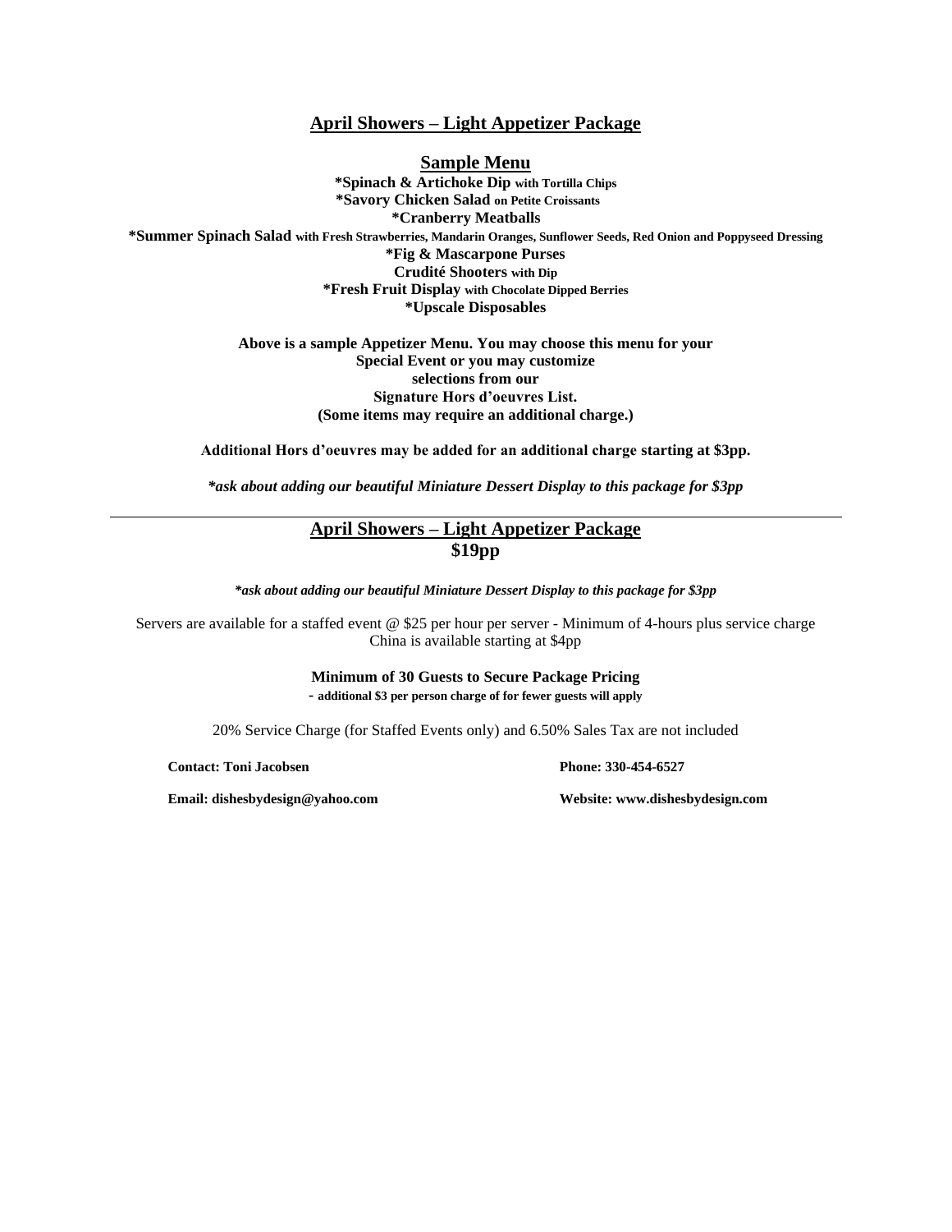## April Showers – Light Appetizer Package

### Sample Menu

**\*Spinach & Artichoke Dip** **with Tortilla Chips**
**\*Savory Chicken Salad** **on Petite Croissants**
**\*Cranberry Meatballs**
**\*Summer Spinach Salad** **with Fresh Strawberries, Mandarin Oranges, Sunflower Seeds, Red Onion and Poppyseed Dressing**
**\*Fig & Mascarpone Purses**
**Crudité Shooters** **with Dip**
**\*Fresh Fruit Display** **with Chocolate Dipped Berries**
**\*Upscale Disposables**

**Above is a sample Appetizer Menu. You may choose this menu for your Special Event or you may customize selections from our Signature Hors d'oeuvres List. (Some items may require an additional charge.)**

**Additional Hors d'oeuvres may be added for an additional charge starting at $3pp.**

***ask about adding our beautiful Miniature Dessert Display to this package for $3pp***

---

## April Showers – Light Appetizer Package
## $19pp

***ask about adding our beautiful Miniature Dessert Display to this package for $3pp***

Servers are available for a staffed event @ $25 per hour per server - Minimum of 4-hours plus service charge
China is available starting at $4pp

**Minimum of 30 Guests to Secure Package Pricing**
**- additional $3 per person charge of for fewer guests will apply**

20% Service Charge (for Staffed Events only) and 6.50% Sales Tax are not included

**Contact: Toni Jacobsen** **Phone: 330-454-6527**

**Email: dishesbydesign@yahoo.com** **Website: www.dishesbydesign.com**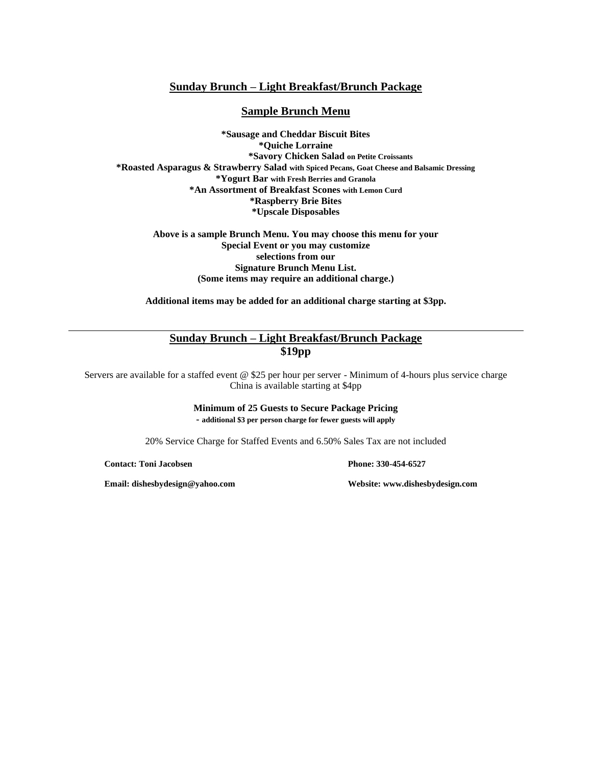## Sunday Brunch – Light Breakfast/Brunch Package

## Sample Brunch Menu

**\*Sausage and Cheddar Biscuit Bites**
**\*Quiche Lorraine**
**\*Savory Chicken Salad on Petite Croissants**
**\*Roasted Asparagus & Strawberry Salad with Spiced Pecans, Goat Cheese and Balsamic Dressing**
**\*Yogurt Bar with Fresh Berries and Granola**
**\*An Assortment of Breakfast Scones with Lemon Curd**
**\*Raspberry Brie Bites**
**\*Upscale Disposables**

**Above is a sample Brunch Menu. You may choose this menu for your Special Event or you may customize selections from our Signature Brunch Menu List. (Some items may require an additional charge.)**

**Additional items may be added for an additional charge starting at $3pp.**

---

## Sunday Brunch – Light Breakfast/Brunch Package
## $19pp

Servers are available for a staffed event @ $25 per hour per server - Minimum of 4-hours plus service charge
China is available starting at $4pp

**Minimum of 25 Guests to Secure Package Pricing**
**- additional $3 per person charge for fewer guests will apply**

20% Service Charge for Staffed Events and 6.50% Sales Tax are not included

**Contact: Toni Jacobsen** | **Phone: 330-454-6527**

**Email: dishesbydesign@yahoo.com** | **Website: www.dishesbydesign.com**